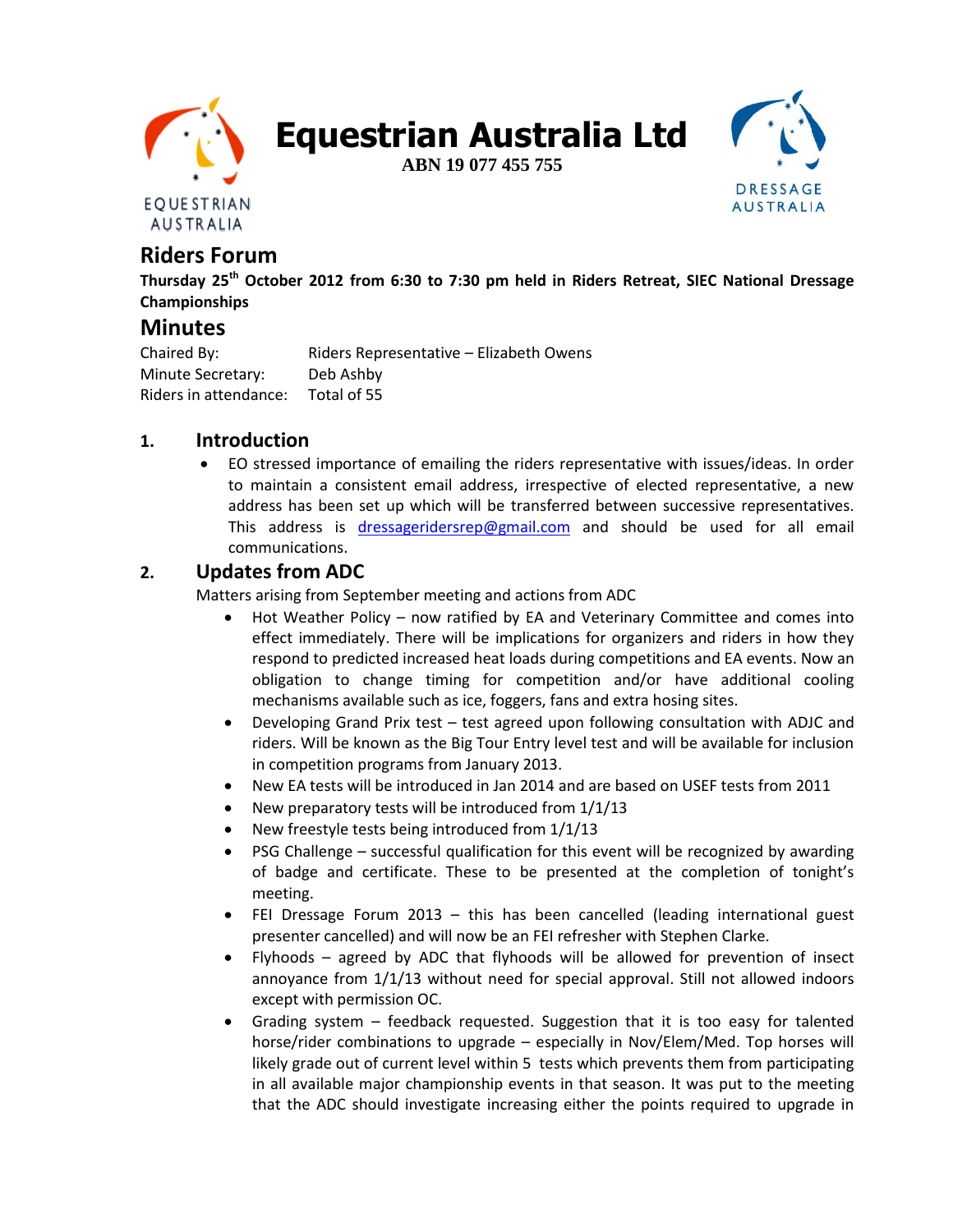# Equestrian Australia Ltd

**ABN 19 077 455 755**

EQUESTRIAN AUSTRALIA

DRESSAGE AUSTRALIA

## Riders Forum

**Thursday 25th October 2012 from 6:30 to 7:30 pm held in Riders Retreat, SIEC National Dressage Championships**

## Minutes

| | |
|---|---|
| Chaired By: | Riders Representative – Elizabeth Owens |
| Minute Secretary: | Deb Ashby |
| Riders in attendance: | Total of 55 |

### 1. Introduction

- EO stressed importance of emailing the riders representative with issues/ideas. In order to maintain a consistent email address, irrespective of elected representative, a new address has been set up which will be transferred between successive representatives. This address is dressageridersrep@gmail.com and should be used for all email communications.

### 2. Updates from ADC

Matters arising from September meeting and actions from ADC

- Hot Weather Policy – now ratified by EA and Veterinary Committee and comes into effect immediately. There will be implications for organizers and riders in how they respond to predicted increased heat loads during competitions and EA events. Now an obligation to change timing for competition and/or have additional cooling mechanisms available such as ice, foggers, fans and extra hosing sites.
- Developing Grand Prix test – test agreed upon following consultation with ADJC and riders. Will be known as the Big Tour Entry level test and will be available for inclusion in competition programs from January 2013.
- New EA tests will be introduced in Jan 2014 and are based on USEF tests from 2011
- New preparatory tests will be introduced from 1/1/13
- New freestyle tests being introduced from 1/1/13
- PSG Challenge – successful qualification for this event will be recognized by awarding of badge and certificate. These to be presented at the completion of tonight's meeting.
- FEI Dressage Forum 2013 – this has been cancelled (leading international guest presenter cancelled) and will now be an FEI refresher with Stephen Clarke.
- Flyhoods – agreed by ADC that flyhoods will be allowed for prevention of insect annoyance from 1/1/13 without need for special approval. Still not allowed indoors except with permission OC.
- Grading system – feedback requested. Suggestion that it is too easy for talented horse/rider combinations to upgrade – especially in Nov/Elem/Med. Top horses will likely grade out of current level within 5 tests which prevents them from participating in all available major championship events in that season. It was put to the meeting that the ADC should investigate increasing either the points required to upgrade in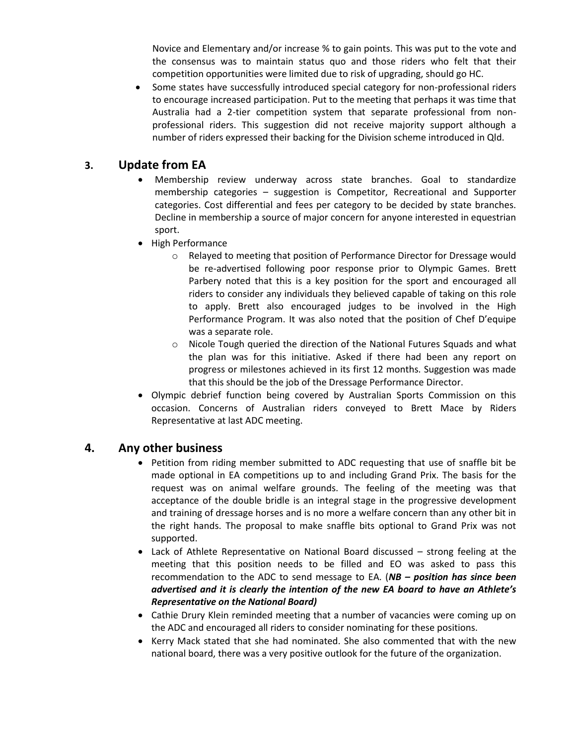Novice and Elementary and/or increase % to gain points. This was put to the vote and the consensus was to maintain status quo and those riders who felt that their competition opportunities were limited due to risk of upgrading, should go HC.

- Some states have successfully introduced special category for non-professional riders to encourage increased participation. Put to the meeting that perhaps it was time that Australia had a 2-tier competition system that separate professional from non-professional riders. This suggestion did not receive majority support although a number of riders expressed their backing for the Division scheme introduced in Qld.

## 3. Update from EA

- Membership review underway across state branches. Goal to standardize membership categories – suggestion is Competitor, Recreational and Supporter categories. Cost differential and fees per category to be decided by state branches. Decline in membership a source of major concern for anyone interested in equestrian sport.
- High Performance
    - Relayed to meeting that position of Performance Director for Dressage would be re-advertised following poor response prior to Olympic Games. Brett Parbery noted that this is a key position for the sport and encouraged all riders to consider any individuals they believed capable of taking on this role to apply. Brett also encouraged judges to be involved in the High Performance Program. It was also noted that the position of Chef D'equipe was a separate role.
    - Nicole Tough queried the direction of the National Futures Squads and what the plan was for this initiative. Asked if there had been any report on progress or milestones achieved in its first 12 months. Suggestion was made that this should be the job of the Dressage Performance Director.
- Olympic debrief function being covered by Australian Sports Commission on this occasion. Concerns of Australian riders conveyed to Brett Mace by Riders Representative at last ADC meeting.

## 4. Any other business

- Petition from riding member submitted to ADC requesting that use of snaffle bit be made optional in EA competitions up to and including Grand Prix. The basis for the request was on animal welfare grounds. The feeling of the meeting was that acceptance of the double bridle is an integral stage in the progressive development and training of dressage horses and is no more a welfare concern than any other bit in the right hands. The proposal to make snaffle bits optional to Grand Prix was not supported.
- Lack of Athlete Representative on National Board discussed – strong feeling at the meeting that this position needs to be filled and EO was asked to pass this recommendation to the ADC to send message to EA. (***NB – position has since been advertised and it is clearly the intention of the new EA board to have an Athlete's Representative on the National Board)***
- Cathie Drury Klein reminded meeting that a number of vacancies were coming up on the ADC and encouraged all riders to consider nominating for these positions.
- Kerry Mack stated that she had nominated. She also commented that with the new national board, there was a very positive outlook for the future of the organization.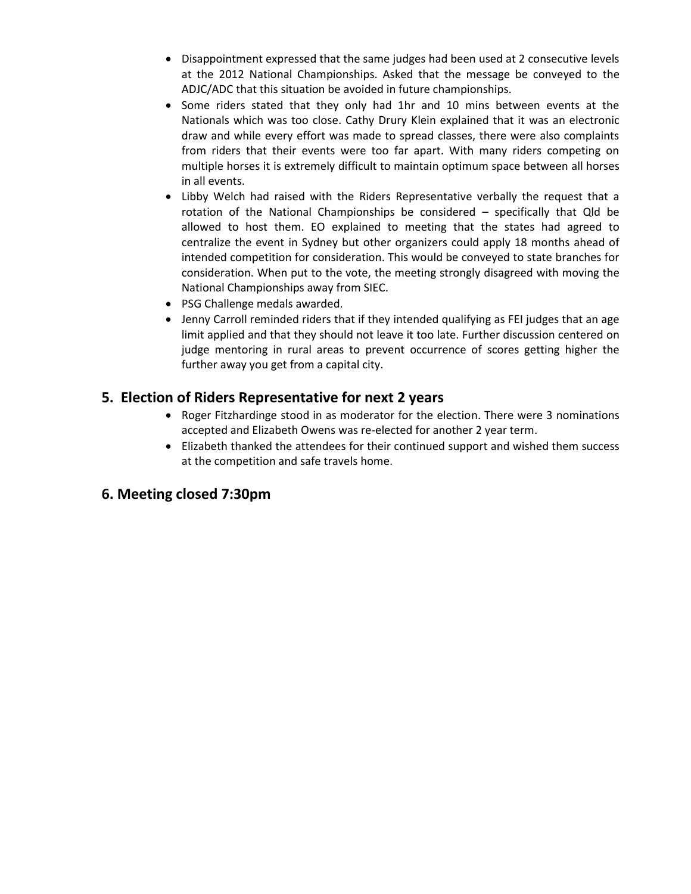- Disappointment expressed that the same judges had been used at 2 consecutive levels at the 2012 National Championships. Asked that the message be conveyed to the ADJC/ADC that this situation be avoided in future championships.
- Some riders stated that they only had 1hr and 10 mins between events at the Nationals which was too close. Cathy Drury Klein explained that it was an electronic draw and while every effort was made to spread classes, there were also complaints from riders that their events were too far apart. With many riders competing on multiple horses it is extremely difficult to maintain optimum space between all horses in all events.
- Libby Welch had raised with the Riders Representative verbally the request that a rotation of the National Championships be considered – specifically that Qld be allowed to host them. EO explained to meeting that the states had agreed to centralize the event in Sydney but other organizers could apply 18 months ahead of intended competition for consideration. This would be conveyed to state branches for consideration. When put to the vote, the meeting strongly disagreed with moving the National Championships away from SIEC.
- PSG Challenge medals awarded.
- Jenny Carroll reminded riders that if they intended qualifying as FEI judges that an age limit applied and that they should not leave it too late. Further discussion centered on judge mentoring in rural areas to prevent occurrence of scores getting higher the further away you get from a capital city.

## 5. Election of Riders Representative for next 2 years

- Roger Fitzhardinge stood in as moderator for the election. There were 3 nominations accepted and Elizabeth Owens was re-elected for another 2 year term.
- Elizabeth thanked the attendees for their continued support and wished them success at the competition and safe travels home.

## 6. Meeting closed 7:30pm